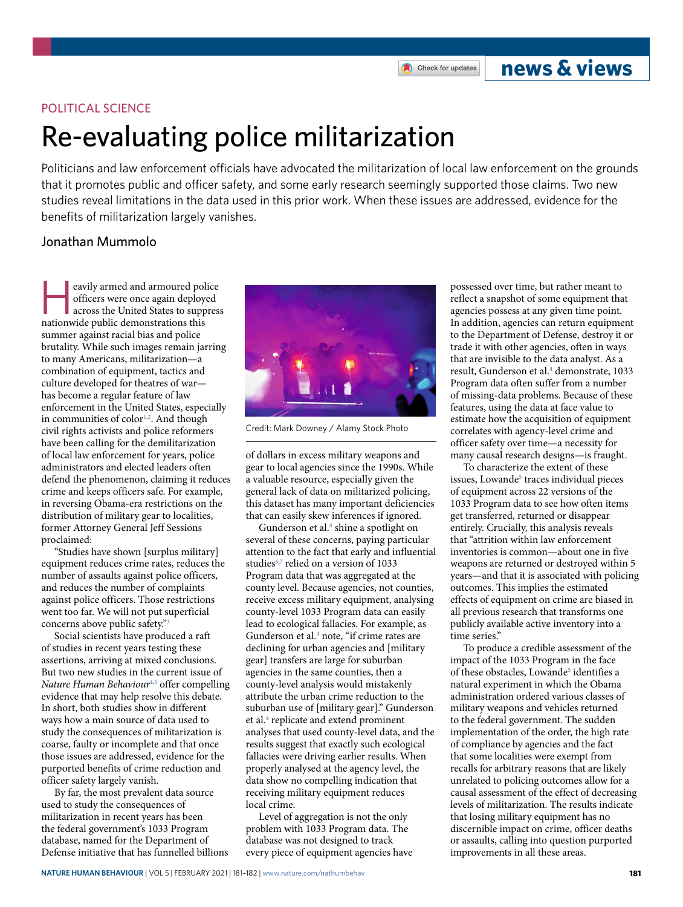POLITICAL SCIENCE

# Re-evaluating police militarization

Politicians and law enforcement officials have advocated the militarization of local law enforcement on the grounds that it promotes public and officer safety, and some early research seemingly supported those claims. Two new studies reveal limitations in the data used in this prior work. When these issues are addressed, evidence for the benefits of militarization largely vanishes.

Jonathan Mummolo

Heavily armed and armoured police officers were once again deployed across the United States to suppress nationwide public demonstrations this summer against racial bias and police brutality. While such images remain jarring to many Americans, militarization—a combination of equipment, tactics and culture developed for theatres of war—has become a regular feature of law enforcement in the United States, especially in communities of color[1,2]. And though civil rights activists and police reformers have been calling for the demilitarization of local law enforcement for years, police administrators and elected leaders often defend the phenomenon, claiming it reduces crime and keeps officers safe. For example, in reversing Obama-era restrictions on the distribution of military gear to localities, former Attorney General Jeff Sessions proclaimed:

"Studies have shown [surplus military] equipment reduces crime rates, reduces the number of assaults against police officers, and reduces the number of complaints against police officers. Those restrictions went too far. We will not put superficial concerns above public safety."[3]

Social scientists have produced a raft of studies in recent years testing these assertions, arriving at mixed conclusions. But two new studies in the current issue of *Nature Human Behaviour*[4,5] offer compelling evidence that may help resolve this debate. In short, both studies show in different ways how a main source of data used to study the consequences of militarization is coarse, faulty or incomplete and that once those issues are addressed, evidence for the purported benefits of crime reduction and officer safety largely vanish.

By far, the most prevalent data source used to study the consequences of militarization in recent years has been the federal government's 1033 Program database, named for the Department of Defense initiative that has funnelled billions of dollars in excess military weapons and gear to local agencies since the 1990s. While a valuable resource, especially given the general lack of data on militarized policing, this dataset has many important deficiencies that can easily skew inferences if ignored.

Credit: Mark Downey / Alamy Stock Photo

Gunderson et al.[4] shine a spotlight on several of these concerns, paying particular attention to the fact that early and influential studies[6,7] relied on a version of 1033 Program data that was aggregated at the county level. Because agencies, not counties, receive excess military equipment, analysing county-level 1033 Program data can easily lead to ecological fallacies. For example, as Gunderson et al.[4] note, "if crime rates are declining for urban agencies and [military gear] transfers are large for suburban agencies in the same counties, then a county-level analysis would mistakenly attribute the urban crime reduction to the suburban use of [military gear]." Gunderson et al.[4] replicate and extend prominent analyses that used county-level data, and the results suggest that exactly such ecological fallacies were driving earlier results. When properly analysed at the agency level, the data show no compelling indication that receiving military equipment reduces local crime.

Level of aggregation is not the only problem with 1033 Program data. The database was not designed to track every piece of equipment agencies have possessed over time, but rather meant to reflect a snapshot of some equipment that agencies possess at any given time point. In addition, agencies can return equipment to the Department of Defense, destroy it or trade it with other agencies, often in ways that are invisible to the data analyst. As a result, Gunderson et al.[4] demonstrate, 1033 Program data often suffer from a number of missing-data problems. Because of these features, using the data at face value to estimate how the acquisition of equipment correlates with agency-level crime and officer safety over time—a necessity for many causal research designs—is fraught.

To characterize the extent of these issues, Lowande[5] traces individual pieces of equipment across 22 versions of the 1033 Program data to see how often items get transferred, returned or disappear entirely. Crucially, this analysis reveals that "attrition within law enforcement inventories is common—about one in five weapons are returned or destroyed within 5 years—and that it is associated with policing outcomes. This implies the estimated effects of equipment on crime are biased in all previous research that transforms one publicly available active inventory into a time series."

To produce a credible assessment of the impact of the 1033 Program in the face of these obstacles, Lowande[5] identifies a natural experiment in which the Obama administration ordered various classes of military weapons and vehicles returned to the federal government. The sudden implementation of the order, the high rate of compliance by agencies and the fact that some localities were exempt from recalls for arbitrary reasons that are likely unrelated to policing outcomes allow for a causal assessment of the effect of decreasing levels of militarization. The results indicate that losing military equipment has no discernible impact on crime, officer deaths or assaults, calling into question purported improvements in all these areas.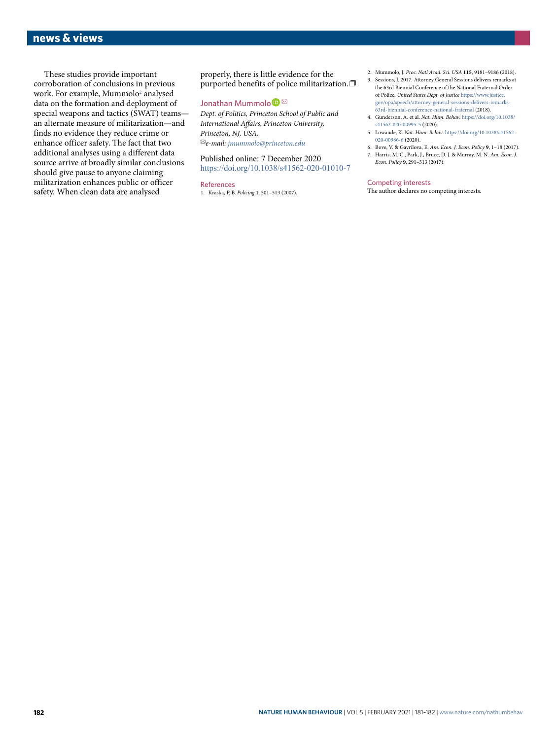These studies provide important corroboration of conclusions in previous work. For example, Mummolo[2] analysed data on the formation and deployment of special weapons and tactics (SWAT) teams—an alternate measure of militarization—and finds no evidence they reduce crime or enhance officer safety. The fact that two additional analyses using a different data source arrive at broadly similar conclusions should give pause to anyone claiming militarization enhances public or officer safety. When clean data are analysed properly, there is little evidence for the purported benefits of police militarization. ❐

Jonathan Mummolo ✉

*Dept. of Politics, Princeton School of Public and International Affairs, Princeton University, Princeton, NJ, USA.*

✉*e-mail: jmummolo@princeton.edu*

Published online: 7 December 2020

https://doi.org/10.1038/s41562-020-01010-7

## References

1. Kraska, P. B. *Policing* **1**, 501–513 (2007).
2. Mummolo, J. *Proc. Natl Acad. Sci. USA* **115**, 9181–9186 (2018).
3. Sessions, J. 2017. Attorney General Sessions delivers remarks at the 63rd Biennial Conference of the National Fraternal Order of Police. *United States Dept. of Justice* https://www.justice.gov/opa/speech/attorney-general-sessions-delivers-remarks-63rd-biennial-conference-national-fraternal (2018).
4. Gunderson, A. et al. *Nat. Hum. Behav*. https://doi.org/10.1038/s41562-020-00995-5 (2020).
5. Lowande, K. *Nat. Hum. Behav*. https://doi.org/10.1038/s41562-020-00986-6 (2020).
6. Bove, V. & Gavrilova, E. *Am. Econ. J. Econ. Policy* **9**, 1–18 (2017).
7. Harris, M. C., Park, J., Bruce, D. J. & Murray, M. N. *Am. Econ. J. Econ. Policy* **9**, 291–313 (2017).

## Competing interests

The author declares no competing interests.